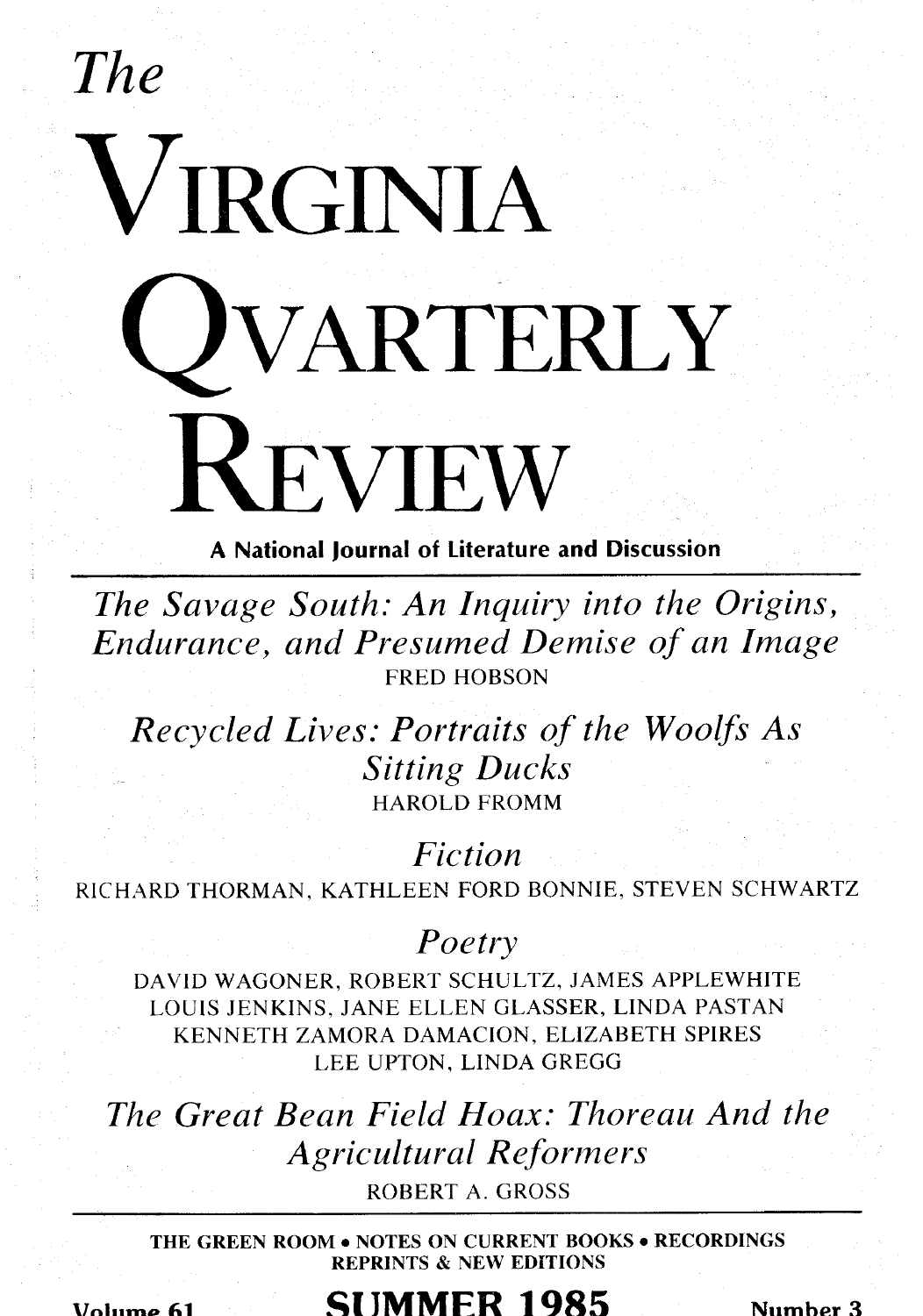# The VIRGINIA QUARTERLY REVIEW

**A National Journal of Literature and Discussion**

---

*The Savage South: An Inquiry into the Origins, Endurance, and Presumed Demise of an Image*

FRED HOBSON

*Recycled Lives: Portraits of the Woolfs As Sitting Ducks*

HAROLD FROMM

*Fiction*

RICHARD THORMAN, KATHLEEN FORD BONNIE, STEVEN SCHWARTZ

*Poetry*

DAVID WAGONER, ROBERT SCHULTZ, JAMES APPLEWHITE
LOUIS JENKINS, JANE ELLEN GLASSER, LINDA PASTAN
KENNETH ZAMORA DAMACION, ELIZABETH SPIRES
LEE UPTON, LINDA GREGG

*The Great Bean Field Hoax: Thoreau And the Agricultural Reformers*

ROBERT A. GROSS

---

THE GREEN ROOM • NOTES ON CURRENT BOOKS • RECORDINGS
REPRINTS & NEW EDITIONS

Volume 61 **SUMMER 1985** Number 3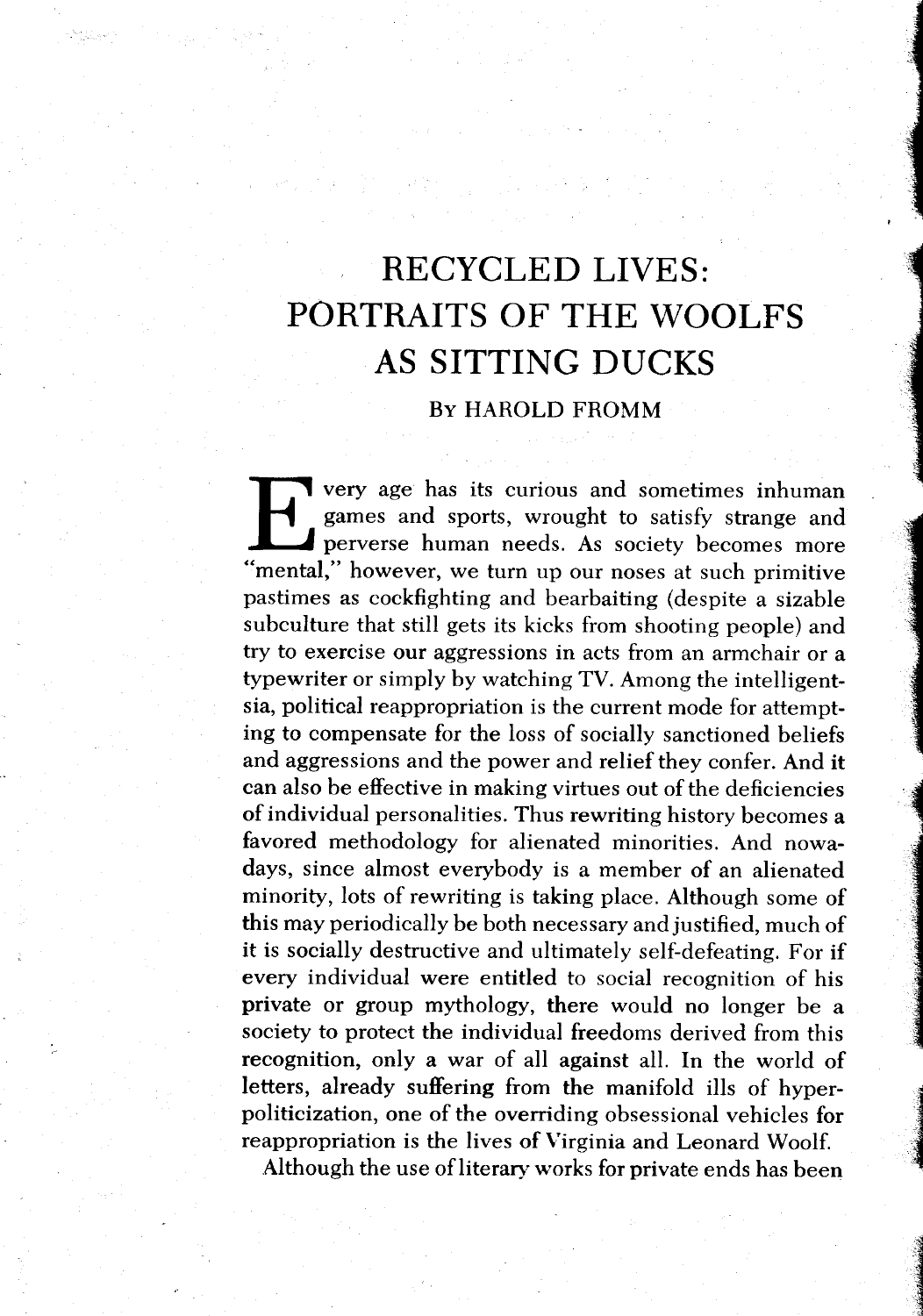# RECYCLED LIVES: PORTRAITS OF THE WOOLFS AS SITTING DUCKS

By HAROLD FROMM

Every age has its curious and sometimes inhuman games and sports, wrought to satisfy strange and perverse human needs. As society becomes more "mental," however, we turn up our noses at such primitive pastimes as cockfighting and bearbaiting (despite a sizable subculture that still gets its kicks from shooting people) and try to exercise our aggressions in acts from an armchair or a typewriter or simply by watching TV. Among the intelligentsia, political reappropriation is the current mode for attempting to compensate for the loss of socially sanctioned beliefs and aggressions and the power and relief they confer. And it can also be effective in making virtues out of the deficiencies of individual personalities. Thus rewriting history becomes a favored methodology for alienated minorities. And nowadays, since almost everybody is a member of an alienated minority, lots of rewriting is taking place. Although some of this may periodically be both necessary and justified, much of it is socially destructive and ultimately self-defeating. For if every individual were entitled to social recognition of his private or group mythology, there would no longer be a society to protect the individual freedoms derived from this recognition, only a war of all against all. In the world of letters, already suffering from the manifold ills of hyper-politicization, one of the overriding obsessional vehicles for reappropriation is the lives of Virginia and Leonard Woolf.

Although the use of literary works for private ends has been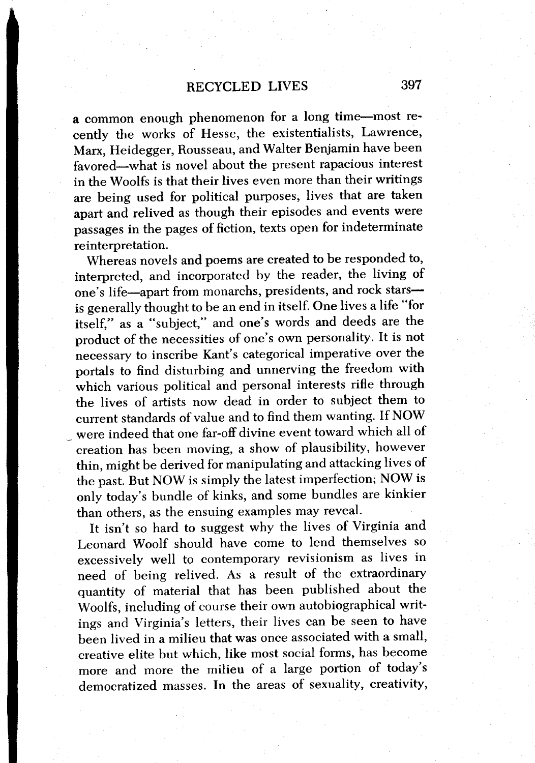a common enough phenomenon for a long time—most recently the works of Hesse, the existentialists, Lawrence, Marx, Heidegger, Rousseau, and Walter Benjamin have been favored—what is novel about the present rapacious interest in the Woolfs is that their lives even more than their writings are being used for political purposes, lives that are taken apart and relived as though their episodes and events were passages in the pages of fiction, texts open for indeterminate reinterpretation.

Whereas novels and poems are created to be responded to, interpreted, and incorporated by the reader, the living of one's life—apart from monarchs, presidents, and rock stars—is generally thought to be an end in itself. One lives a life "for itself," as a "subject," and one's words and deeds are the product of the necessities of one's own personality. It is not necessary to inscribe Kant's categorical imperative over the portals to find disturbing and unnerving the freedom with which various political and personal interests rifle through the lives of artists now dead in order to subject them to current standards of value and to find them wanting. If NOW were indeed that one far-off divine event toward which all of creation has been moving, a show of plausibility, however thin, might be derived for manipulating and attacking lives of the past. But NOW is simply the latest imperfection; NOW is only today's bundle of kinks, and some bundles are kinkier than others, as the ensuing examples may reveal.

It isn't so hard to suggest why the lives of Virginia and Leonard Woolf should have come to lend themselves so excessively well to contemporary revisionism as lives in need of being relived. As a result of the extraordinary quantity of material that has been published about the Woolfs, including of course their own autobiographical writings and Virginia's letters, their lives can be seen to have been lived in a milieu that was once associated with a small, creative elite but which, like most social forms, has become more and more the milieu of a large portion of today's democratized masses. In the areas of sexuality, creativity,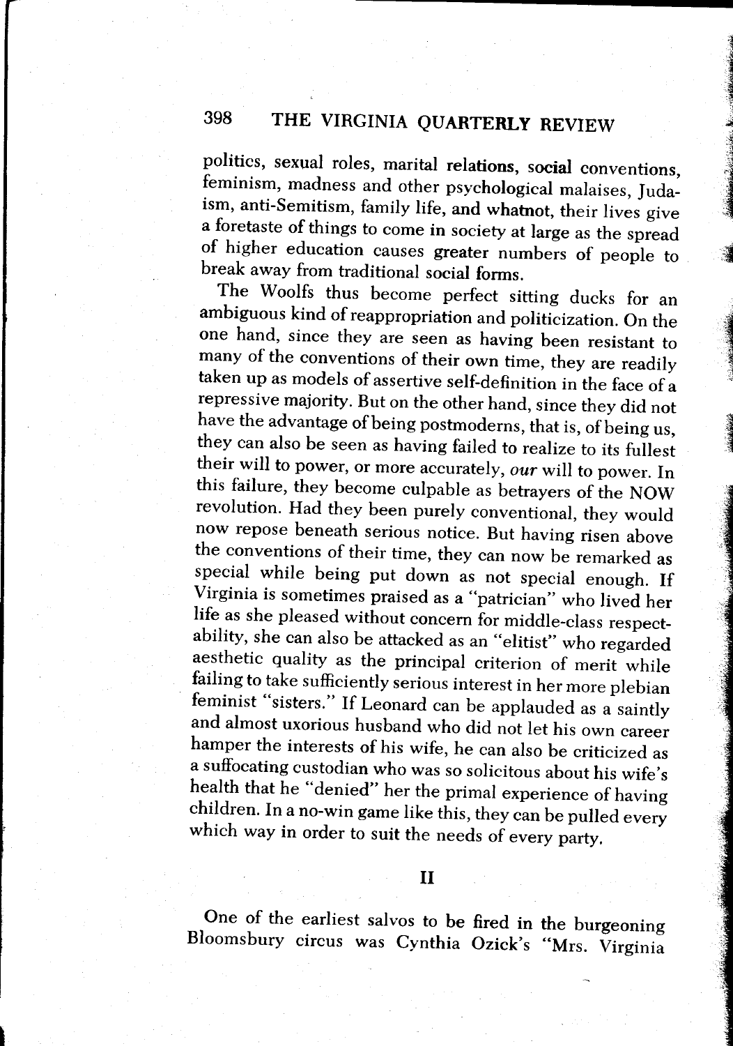politics, sexual roles, marital relations, social conventions, feminism, madness and other psychological malaises, Judaism, anti-Semitism, family life, and whatnot, their lives give a foretaste of things to come in society at large as the spread of higher education causes greater numbers of people to break away from traditional social forms.

The Woolfs thus become perfect sitting ducks for an ambiguous kind of reappropriation and politicization. On the one hand, since they are seen as having been resistant to many of the conventions of their own time, they are readily taken up as models of assertive self-definition in the face of a repressive majority. But on the other hand, since they did not have the advantage of being postmoderns, that is, of being us, they can also be seen as having failed to realize to its fullest their will to power, or more accurately, *our* will to power. In this failure, they become culpable as betrayers of the NOW revolution. Had they been purely conventional, they would now repose beneath serious notice. But having risen above the conventions of their time, they can now be remarked as special while being put down as not special enough. If Virginia is sometimes praised as a "patrician" who lived her life as she pleased without concern for middle-class respectability, she can also be attacked as an "elitist" who regarded aesthetic quality as the principal criterion of merit while failing to take sufficiently serious interest in her more plebian feminist "sisters." If Leonard can be applauded as a saintly and almost uxorious husband who did not let his own career hamper the interests of his wife, he can also be criticized as a suffocating custodian who was so solicitous about his wife's health that he "denied" her the primal experience of having children. In a no-win game like this, they can be pulled every which way in order to suit the needs of every party.

## II

One of the earliest salvos to be fired in the burgeoning Bloomsbury circus was Cynthia Ozick's "Mrs. Virginia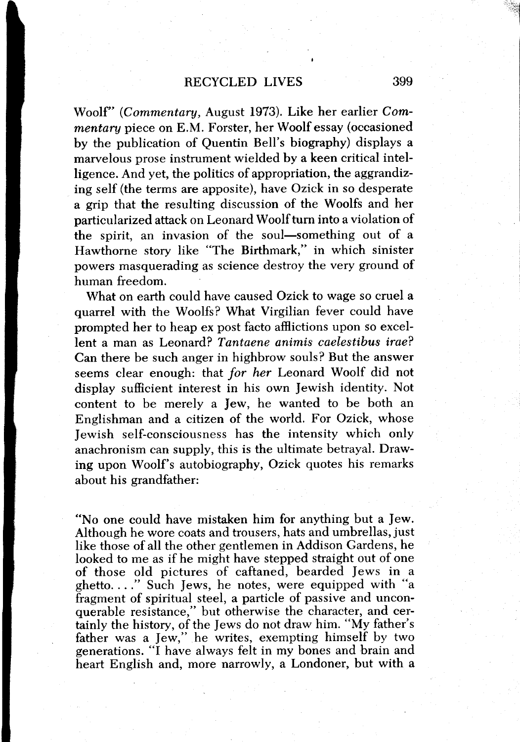Woolf" (*Commentary*, August 1973). Like her earlier *Commentary* piece on E.M. Forster, her Woolf essay (occasioned by the publication of Quentin Bell's biography) displays a marvelous prose instrument wielded by a keen critical intelligence. And yet, the politics of appropriation, the aggrandizing self (the terms are apposite), have Ozick in so desperate a grip that the resulting discussion of the Woolfs and her particularized attack on Leonard Woolf turn into a violation of the spirit, an invasion of the soul—something out of a Hawthorne story like "The Birthmark," in which sinister powers masquerading as science destroy the very ground of human freedom.

What on earth could have caused Ozick to wage so cruel a quarrel with the Woolfs? What Virgilian fever could have prompted her to heap ex post facto afflictions upon so excellent a man as Leonard? *Tantaene animis caelestibus irae*? Can there be such anger in highbrow souls? But the answer seems clear enough: that *for her* Leonard Woolf did not display sufficient interest in his own Jewish identity. Not content to be merely a Jew, he wanted to be both an Englishman and a citizen of the world. For Ozick, whose Jewish self-consciousness has the intensity which only anachronism can supply, this is the ultimate betrayal. Drawing upon Woolf's autobiography, Ozick quotes his remarks about his grandfather:

"No one could have mistaken him for anything but a Jew. Although he wore coats and trousers, hats and umbrellas, just like those of all the other gentlemen in Addison Gardens, he looked to me as if he might have stepped straight out of one of those old pictures of caftaned, bearded Jews in a ghetto. . . ." Such Jews, he notes, were equipped with "a fragment of spiritual steel, a particle of passive and unconquerable resistance," but otherwise the character, and certainly the history, of the Jews do not draw him. "My father's father was a Jew," he writes, exempting himself by two generations. "I have always felt in my bones and brain and heart English and, more narrowly, a Londoner, but with a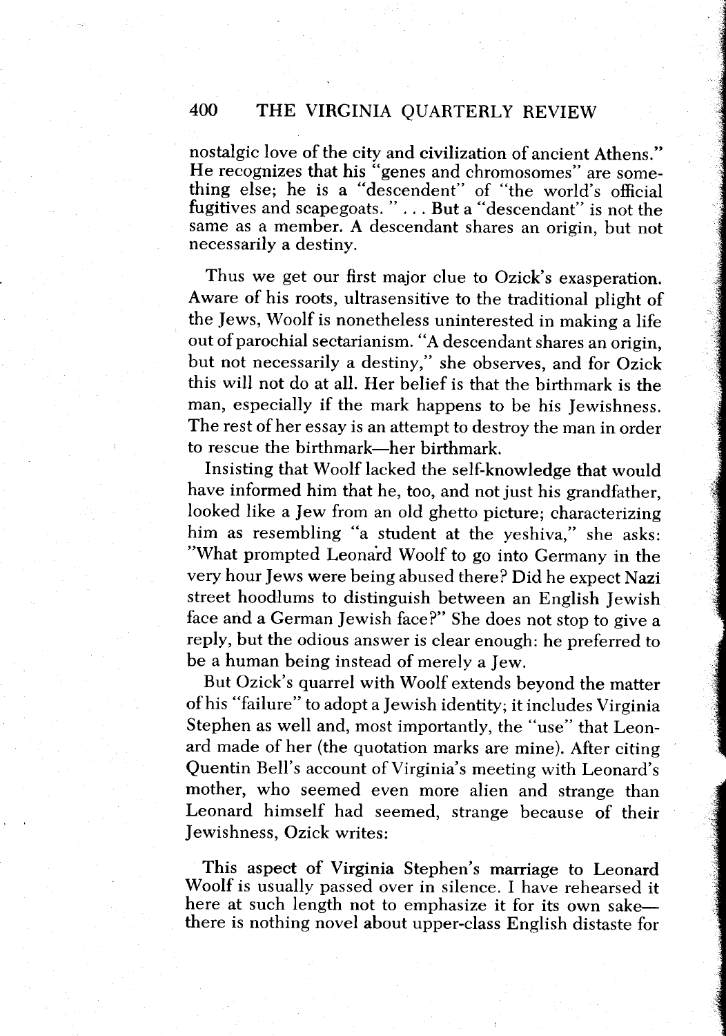nostalgic love of the city and civilization of ancient Athens." He recognizes that his "genes and chromosomes" are something else; he is a "descendent" of "the world's official fugitives and scapegoats." . . . But a "descendant" is not the same as a member. A descendant shares an origin, but not necessarily a destiny.

Thus we get our first major clue to Ozick's exasperation. Aware of his roots, ultrasensitive to the traditional plight of the Jews, Woolf is nonetheless uninterested in making a life out of parochial sectarianism. "A descendant shares an origin, but not necessarily a destiny," she observes, and for Ozick this will not do at all. Her belief is that the birthmark is the man, especially if the mark happens to be his Jewishness. The rest of her essay is an attempt to destroy the man in order to rescue the birthmark—her birthmark.

Insisting that Woolf lacked the self-knowledge that would have informed him that he, too, and not just his grandfather, looked like a Jew from an old ghetto picture; characterizing him as resembling "a student at the yeshiva," she asks: "What prompted Leonard Woolf to go into Germany in the very hour Jews were being abused there? Did he expect Nazi street hoodlums to distinguish between an English Jewish face and a German Jewish face?" She does not stop to give a reply, but the odious answer is clear enough: he preferred to be a human being instead of merely a Jew.

But Ozick's quarrel with Woolf extends beyond the matter of his "failure" to adopt a Jewish identity; it includes Virginia Stephen as well and, most importantly, the "use" that Leonard made of her (the quotation marks are mine). After citing Quentin Bell's account of Virginia's meeting with Leonard's mother, who seemed even more alien and strange than Leonard himself had seemed, strange because of their Jewishness, Ozick writes:

> This aspect of Virginia Stephen's marriage to Leonard Woolf is usually passed over in silence. I have rehearsed it here at such length not to emphasize it for its own sake—there is nothing novel about upper-class English distaste for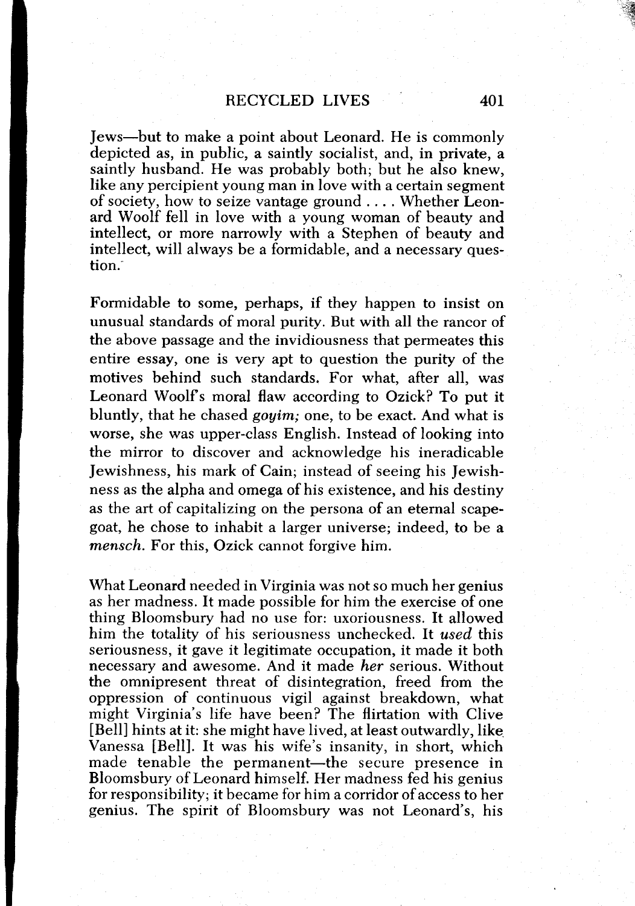Jews—but to make a point about Leonard. He is commonly depicted as, in public, a saintly socialist, and, in private, a saintly husband. He was probably both; but he also knew, like any percipient young man in love with a certain segment of society, how to seize vantage ground . . . . Whether Leonard Woolf fell in love with a young woman of beauty and intellect, or more narrowly with a Stephen of beauty and intellect, will always be a formidable, and a necessary question.

Formidable to some, perhaps, if they happen to insist on unusual standards of moral purity. But with all the rancor of the above passage and the invidiousness that permeates this entire essay, one is very apt to question the purity of the motives behind such standards. For what, after all, was Leonard Woolf's moral flaw according to Ozick? To put it bluntly, that he chased *goyim;* one, to be exact. And what is worse, she was upper-class English. Instead of looking into the mirror to discover and acknowledge his ineradicable Jewishness, his mark of Cain; instead of seeing his Jewishness as the alpha and omega of his existence, and his destiny as the art of capitalizing on the persona of an eternal scapegoat, he chose to inhabit a larger universe; indeed, to be a *mensch.* For this, Ozick cannot forgive him.

What Leonard needed in Virginia was not so much her genius as her madness. It made possible for him the exercise of one thing Bloomsbury had no use for: uxoriousness. It allowed him the totality of his seriousness unchecked. It *used* this seriousness, it gave it legitimate occupation, it made it both necessary and awesome. And it made *her* serious. Without the omnipresent threat of disintegration, freed from the oppression of continuous vigil against breakdown, what might Virginia's life have been? The flirtation with Clive [Bell] hints at it: she might have lived, at least outwardly, like Vanessa [Bell]. It was his wife's insanity, in short, which made tenable the permanent—the secure presence in Bloomsbury of Leonard himself. Her madness fed his genius for responsibility; it became for him a corridor of access to her genius. The spirit of Bloomsbury was not Leonard's, his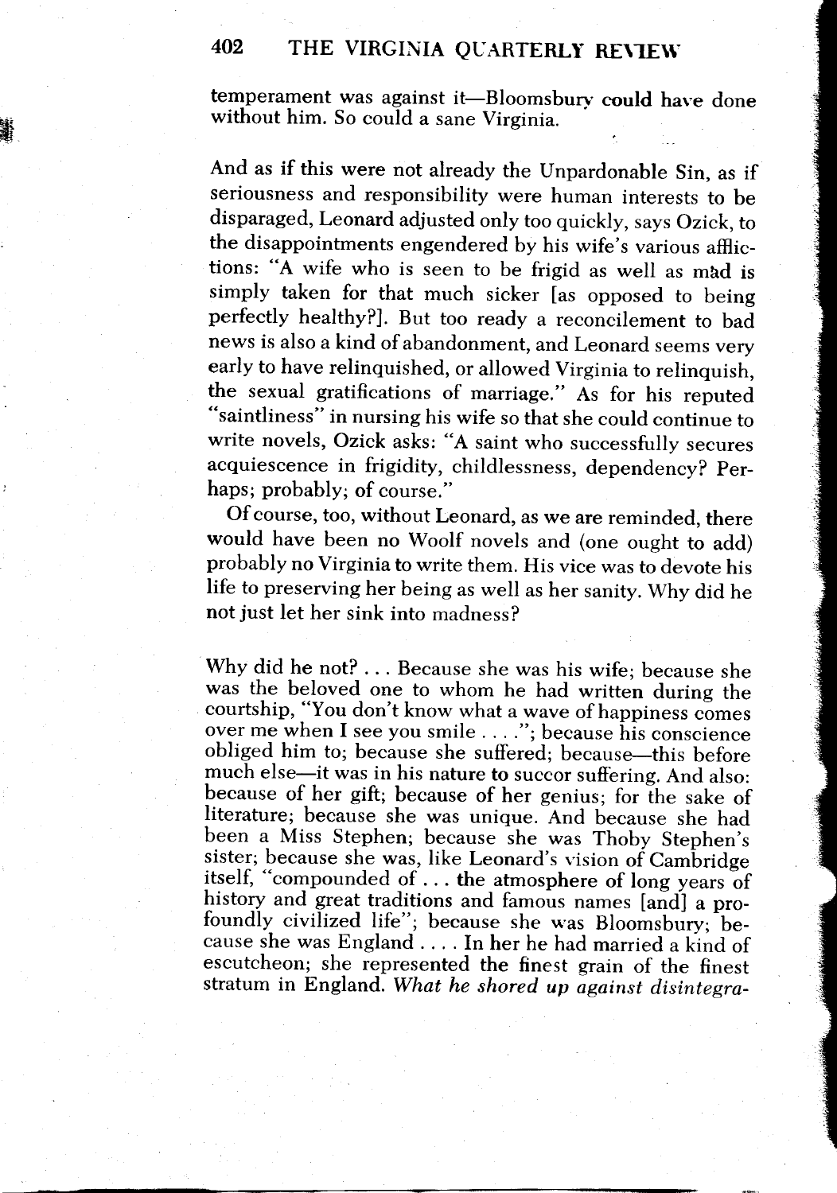temperament was against it—Bloomsbury could have done without him. So could a sane Virginia.

And as if this were not already the Unpardonable Sin, as if seriousness and responsibility were human interests to be disparaged, Leonard adjusted only too quickly, says Ozick, to the disappointments engendered by his wife's various afflictions: "A wife who is seen to be frigid as well as mad is simply taken for that much sicker [as opposed to being perfectly healthy?]. But too ready a reconcilement to bad news is also a kind of abandonment, and Leonard seems very early to have relinquished, or allowed Virginia to relinquish, the sexual gratifications of marriage." As for his reputed "saintliness" in nursing his wife so that she could continue to write novels, Ozick asks: "A saint who successfully secures acquiescence in frigidity, childlessness, dependency? Perhaps; probably; of course."

Of course, too, without Leonard, as we are reminded, there would have been no Woolf novels and (one ought to add) probably no Virginia to write them. His vice was to devote his life to preserving her being as well as her sanity. Why did he not just let her sink into madness?

Why did he not? . . . Because she was his wife; because she was the beloved one to whom he had written during the courtship, "You don't know what a wave of happiness comes over me when I see you smile . . . ."; because his conscience obliged him to; because she suffered; because—this before much else—it was in his nature to succor suffering. And also: because of her gift; because of her genius; for the sake of literature; because she was unique. And because she had been a Miss Stephen; because she was Thoby Stephen's sister; because she was, like Leonard's vision of Cambridge itself, "compounded of . . . the atmosphere of long years of history and great traditions and famous names [and] a profoundly civilized life"; because she was Bloomsbury; because she was England . . . . In her he had married a kind of escutcheon; she represented the finest grain of the finest stratum in England. *What he shored up against disintegra-*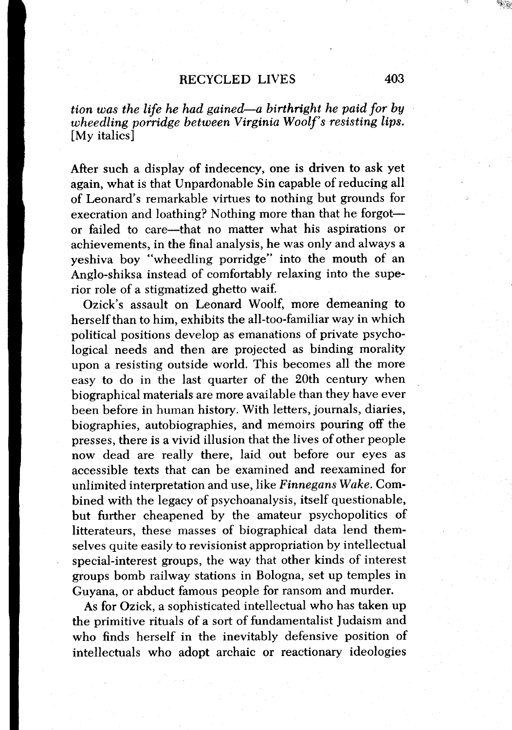*tion was the life he had gained—a birthright he paid for by wheedling porridge between Virginia Woolf's resisting lips.* [My italics]

After such a display of indecency, one is driven to ask yet again, what is that Unpardonable Sin capable of reducing all of Leonard's remarkable virtues to nothing but grounds for execration and loathing? Nothing more than that he forgot—or failed to care—that no matter what his aspirations or achievements, in the final analysis, he was only and always a yeshiva boy "wheedling porridge" into the mouth of an Anglo-shiksa instead of comfortably relaxing into the superior role of a stigmatized ghetto waif.

Ozick's assault on Leonard Woolf, more demeaning to herself than to him, exhibits the all-too-familiar way in which political positions develop as emanations of private psychological needs and then are projected as binding morality upon a resisting outside world. This becomes all the more easy to do in the last quarter of the 20th century when biographical materials are more available than they have ever been before in human history. With letters, journals, diaries, biographies, autobiographies, and memoirs pouring off the presses, there is a vivid illusion that the lives of other people now dead are really there, laid out before our eyes as accessible texts that can be examined and reexamined for unlimited interpretation and use, like *Finnegans Wake*. Combined with the legacy of psychoanalysis, itself questionable, but further cheapened by the amateur psychopolitics of litterateurs, these masses of biographical data lend themselves quite easily to revisionist appropriation by intellectual special-interest groups, the way that other kinds of interest groups bomb railway stations in Bologna, set up temples in Guyana, or abduct famous people for ransom and murder.

As for Ozick, a sophisticated intellectual who has taken up the primitive rituals of a sort of fundamentalist Judaism and who finds herself in the inevitably defensive position of intellectuals who adopt archaic or reactionary ideologies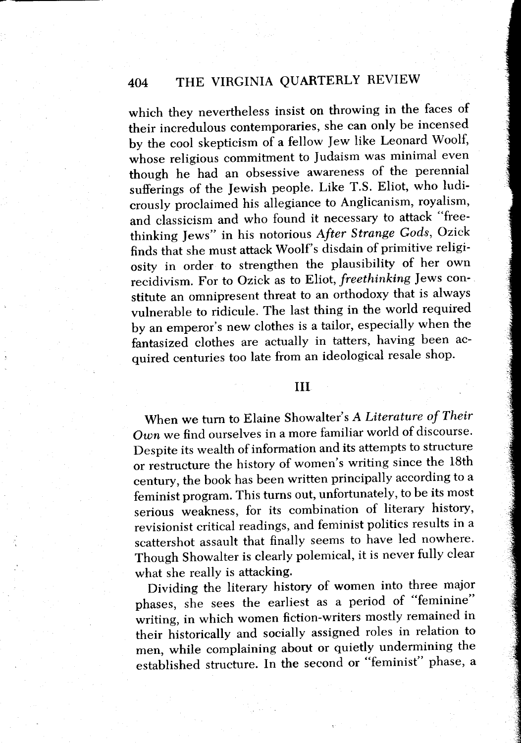which they nevertheless insist on throwing in the faces of their incredulous contemporaries, she can only be incensed by the cool skepticism of a fellow Jew like Leonard Woolf, whose religious commitment to Judaism was minimal even though he had an obsessive awareness of the perennial sufferings of the Jewish people. Like T.S. Eliot, who ludicrously proclaimed his allegiance to Anglicanism, royalism, and classicism and who found it necessary to attack "freethinking Jews" in his notorious *After Strange Gods*, Ozick finds that she must attack Woolf's disdain of primitive religiosity in order to strengthen the plausibility of her own recidivism. For to Ozick as to Eliot, *freethinking* Jews constitute an omnipresent threat to an orthodoxy that is always vulnerable to ridicule. The last thing in the world required by an emperor's new clothes is a tailor, especially when the fantasized clothes are actually in tatters, having been acquired centuries too late from an ideological resale shop.

## III

When we turn to Elaine Showalter's *A Literature of Their Own* we find ourselves in a more familiar world of discourse. Despite its wealth of information and its attempts to structure or restructure the history of women's writing since the 18th century, the book has been written principally according to a feminist program. This turns out, unfortunately, to be its most serious weakness, for its combination of literary history, revisionist critical readings, and feminist politics results in a scattershot assault that finally seems to have led nowhere. Though Showalter is clearly polemical, it is never fully clear what she really is attacking.

Dividing the literary history of women into three major phases, she sees the earliest as a period of "feminine" writing, in which women fiction-writers mostly remained in their historically and socially assigned roles in relation to men, while complaining about or quietly undermining the established structure. In the second or "feminist" phase, a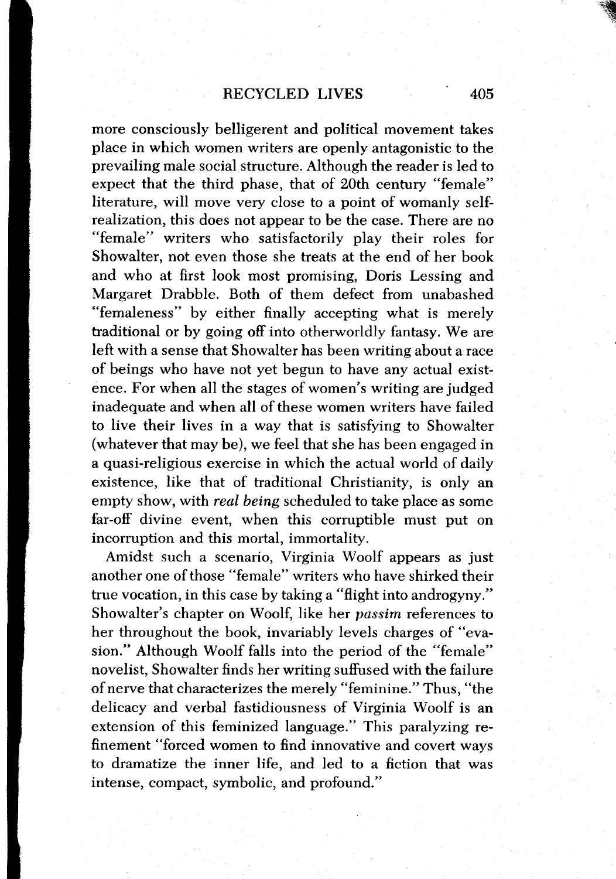more consciously belligerent and political movement takes place in which women writers are openly antagonistic to the prevailing male social structure. Although the reader is led to expect that the third phase, that of 20th century "female" literature, will move very close to a point of womanly self-realization, this does not appear to be the case. There are no "female" writers who satisfactorily play their roles for Showalter, not even those she treats at the end of her book and who at first look most promising, Doris Lessing and Margaret Drabble. Both of them defect from unabashed "femaleness" by either finally accepting what is merely traditional or by going off into otherworldly fantasy. We are left with a sense that Showalter has been writing about a race of beings who have not yet begun to have any actual existence. For when all the stages of women's writing are judged inadequate and when all of these women writers have failed to live their lives in a way that is satisfying to Showalter (whatever that may be), we feel that she has been engaged in a quasi-religious exercise in which the actual world of daily existence, like that of traditional Christianity, is only an empty show, with *real being* scheduled to take place as some far-off divine event, when this corruptible must put on incorruption and this mortal, immortality.

Amidst such a scenario, Virginia Woolf appears as just another one of those "female" writers who have shirked their true vocation, in this case by taking a "flight into androgyny." Showalter's chapter on Woolf, like her *passim* references to her throughout the book, invariably levels charges of "evasion." Although Woolf falls into the period of the "female" novelist, Showalter finds her writing suffused with the failure of nerve that characterizes the merely "feminine." Thus, "the delicacy and verbal fastidiousness of Virginia Woolf is an extension of this feminized language." This paralyzing refinement "forced women to find innovative and covert ways to dramatize the inner life, and led to a fiction that was intense, compact, symbolic, and profound."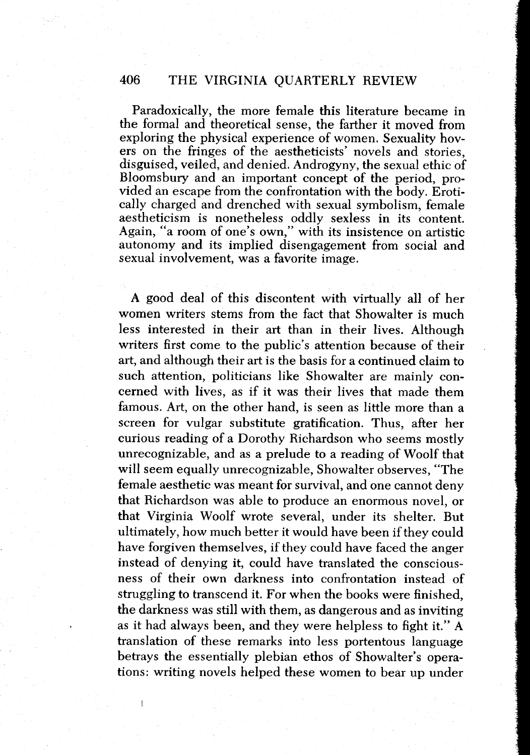Paradoxically, the more female this literature became in the formal and theoretical sense, the farther it moved from exploring the physical experience of women. Sexuality hovers on the fringes of the aestheticists' novels and stories, disguised, veiled, and denied. Androgyny, the sexual ethic of Bloomsbury and an important concept of the period, provided an escape from the confrontation with the body. Erotically charged and drenched with sexual symbolism, female aestheticism is nonetheless oddly sexless in its content. Again, "a room of one's own," with its insistence on artistic autonomy and its implied disengagement from social and sexual involvement, was a favorite image.

A good deal of this discontent with virtually all of her women writers stems from the fact that Showalter is much less interested in their art than in their lives. Although writers first come to the public's attention because of their art, and although their art is the basis for a continued claim to such attention, politicians like Showalter are mainly concerned with lives, as if it was their lives that made them famous. Art, on the other hand, is seen as little more than a screen for vulgar substitute gratification. Thus, after her curious reading of a Dorothy Richardson who seems mostly unrecognizable, and as a prelude to a reading of Woolf that will seem equally unrecognizable, Showalter observes, "The female aesthetic was meant for survival, and one cannot deny that Richardson was able to produce an enormous novel, or that Virginia Woolf wrote several, under its shelter. But ultimately, how much better it would have been if they could have forgiven themselves, if they could have faced the anger instead of denying it, could have translated the consciousness of their own darkness into confrontation instead of struggling to transcend it. For when the books were finished, the darkness was still with them, as dangerous and as inviting as it had always been, and they were helpless to fight it." A translation of these remarks into less portentous language betrays the essentially plebian ethos of Showalter's operations: writing novels helped these women to bear up under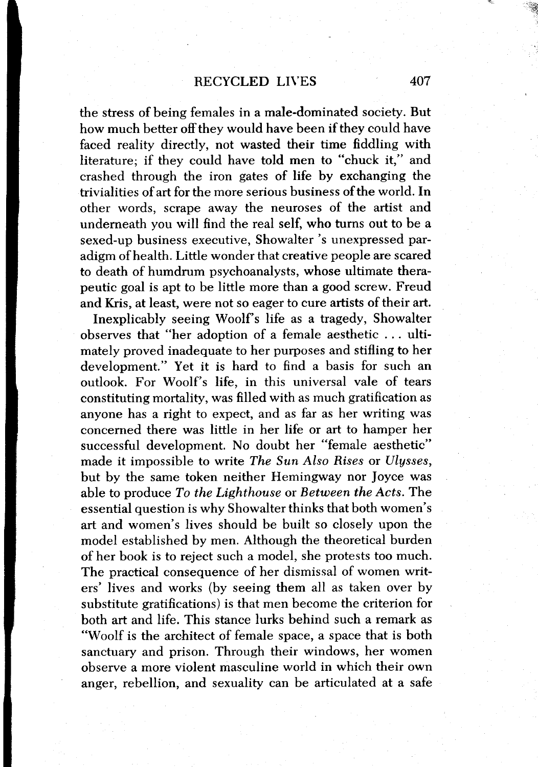the stress of being females in a male-dominated society. But how much better off they would have been if they could have faced reality directly, not wasted their time fiddling with literature; if they could have told men to "chuck it," and crashed through the iron gates of life by exchanging the trivialities of art for the more serious business of the world. In other words, scrape away the neuroses of the artist and underneath you will find the real self, who turns out to be a sexed-up business executive, Showalter 's unexpressed paradigm of health. Little wonder that creative people are scared to death of humdrum psychoanalysts, whose ultimate therapeutic goal is apt to be little more than a good screw. Freud and Kris, at least, were not so eager to cure artists of their art.

Inexplicably seeing Woolf's life as a tragedy, Showalter observes that "her adoption of a female aesthetic . . . ultimately proved inadequate to her purposes and stifling to her development." Yet it is hard to find a basis for such an outlook. For Woolf's life, in this universal vale of tears constituting mortality, was filled with as much gratification as anyone has a right to expect, and as far as her writing was concerned there was little in her life or art to hamper her successful development. No doubt her "female aesthetic" made it impossible to write *The Sun Also Rises* or *Ulysses*, but by the same token neither Hemingway nor Joyce was able to produce *To the Lighthouse* or *Between the Acts*. The essential question is why Showalter thinks that both women's art and women's lives should be built so closely upon the model established by men. Although the theoretical burden of her book is to reject such a model, she protests too much. The practical consequence of her dismissal of women writers' lives and works (by seeing them all as taken over by substitute gratifications) is that men become the criterion for both art and life. This stance lurks behind such a remark as "Woolf is the architect of female space, a space that is both sanctuary and prison. Through their windows, her women observe a more violent masculine world in which their own anger, rebellion, and sexuality can be articulated at a safe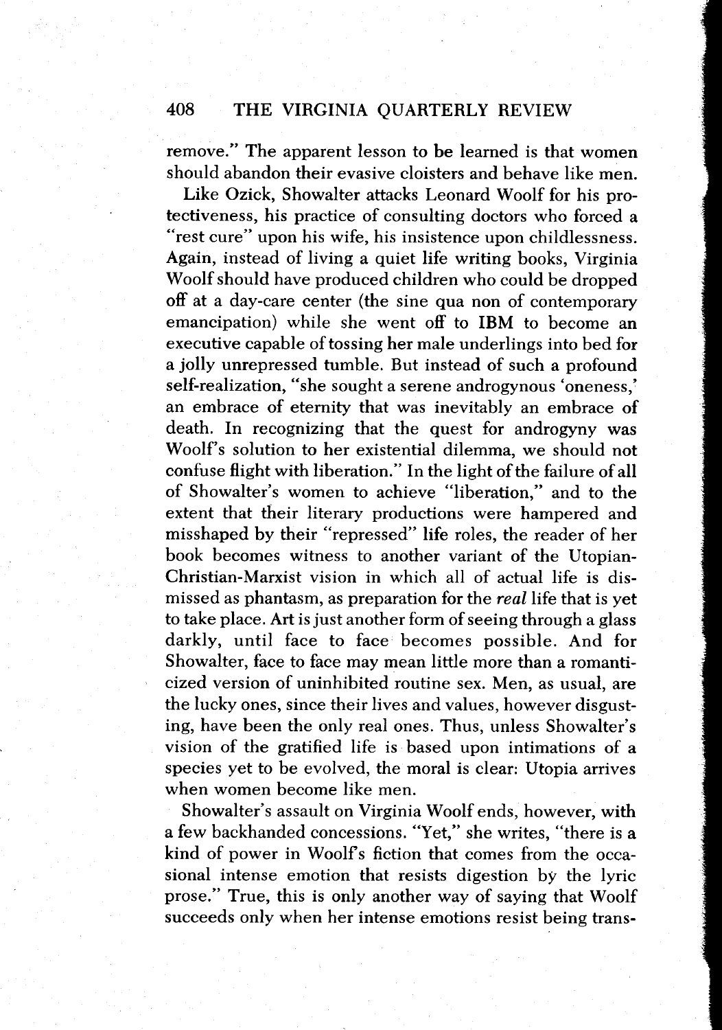remove." The apparent lesson to be learned is that women should abandon their evasive cloisters and behave like men.

Like Ozick, Showalter attacks Leonard Woolf for his protectiveness, his practice of consulting doctors who forced a "rest cure" upon his wife, his insistence upon childlessness. Again, instead of living a quiet life writing books, Virginia Woolf should have produced children who could be dropped off at a day-care center (the sine qua non of contemporary emancipation) while she went off to IBM to become an executive capable of tossing her male underlings into bed for a jolly unrepressed tumble. But instead of such a profound self-realization, "she sought a serene androgynous 'oneness,' an embrace of eternity that was inevitably an embrace of death. In recognizing that the quest for androgyny was Woolf's solution to her existential dilemma, we should not confuse flight with liberation." In the light of the failure of all of Showalter's women to achieve "liberation," and to the extent that their literary productions were hampered and misshaped by their "repressed" life roles, the reader of her book becomes witness to another variant of the Utopian-Christian-Marxist vision in which all of actual life is dismissed as phantasm, as preparation for the *real* life that is yet to take place. Art is just another form of seeing through a glass darkly, until face to face becomes possible. And for Showalter, face to face may mean little more than a romanticized version of uninhibited routine sex. Men, as usual, are the lucky ones, since their lives and values, however disgusting, have been the only real ones. Thus, unless Showalter's vision of the gratified life is based upon intimations of a species yet to be evolved, the moral is clear: Utopia arrives when women become like men.

Showalter's assault on Virginia Woolf ends, however, with a few backhanded concessions. "Yet," she writes, "there is a kind of power in Woolf's fiction that comes from the occasional intense emotion that resists digestion by the lyric prose." True, this is only another way of saying that Woolf succeeds only when her intense emotions resist being trans-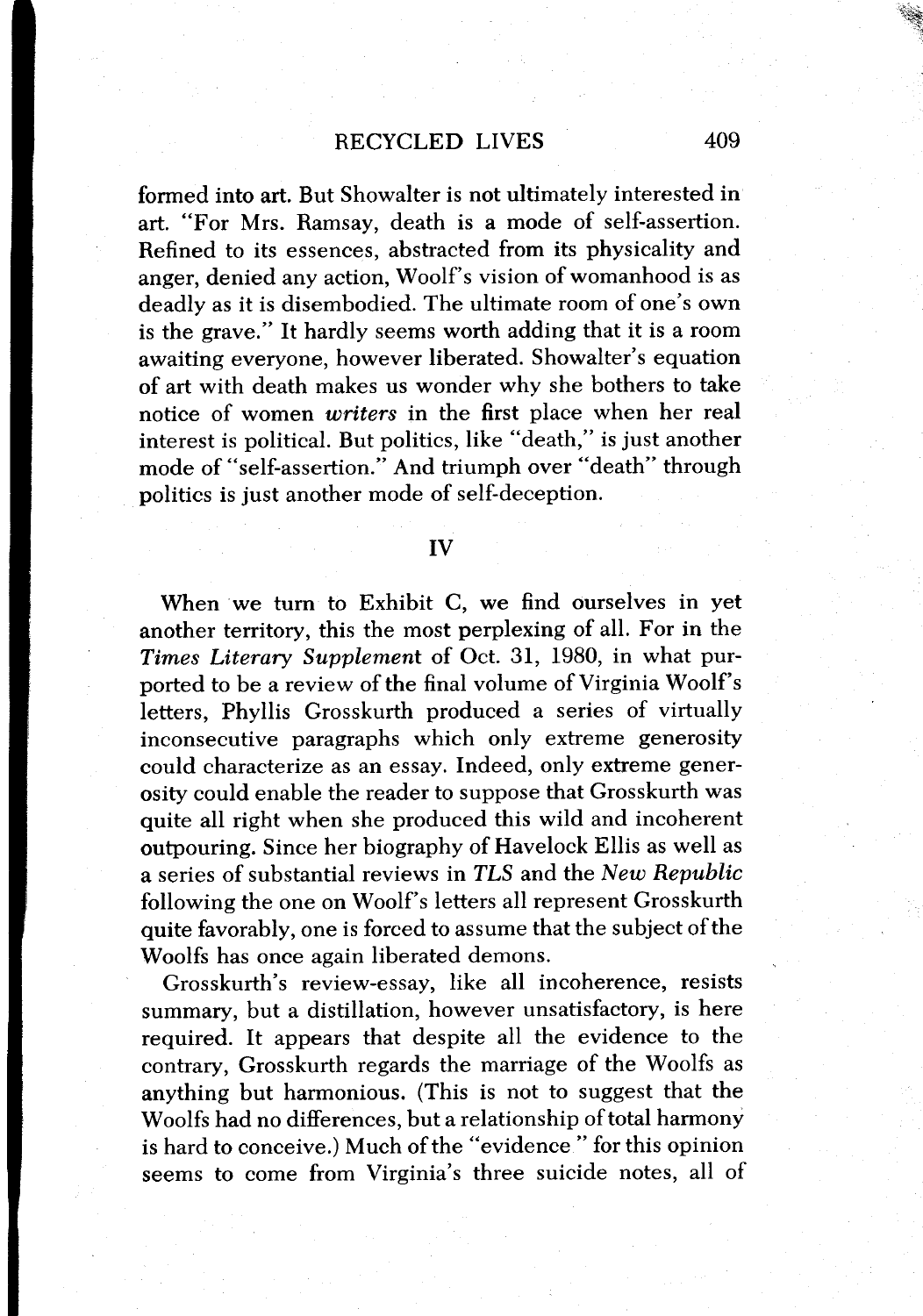formed into art. But Showalter is not ultimately interested in art. "For Mrs. Ramsay, death is a mode of self-assertion. Refined to its essences, abstracted from its physicality and anger, denied any action, Woolf's vision of womanhood is as deadly as it is disembodied. The ultimate room of one's own is the grave." It hardly seems worth adding that it is a room awaiting everyone, however liberated. Showalter's equation of art with death makes us wonder why she bothers to take notice of women *writers* in the first place when her real interest is political. But politics, like "death," is just another mode of "self-assertion." And triumph over "death" through politics is just another mode of self-deception.

## IV

When we turn to Exhibit C, we find ourselves in yet another territory, this the most perplexing of all. For in the *Times Literary Supplement* of Oct. 31, 1980, in what purported to be a review of the final volume of Virginia Woolf's letters, Phyllis Grosskurth produced a series of virtually inconsecutive paragraphs which only extreme generosity could characterize as an essay. Indeed, only extreme generosity could enable the reader to suppose that Grosskurth was quite all right when she produced this wild and incoherent outpouring. Since her biography of Havelock Ellis as well as a series of substantial reviews in *TLS* and the *New Republic* following the one on Woolf's letters all represent Grosskurth quite favorably, one is forced to assume that the subject of the Woolfs has once again liberated demons.

Grosskurth's review-essay, like all incoherence, resists summary, but a distillation, however unsatisfactory, is here required. It appears that despite all the evidence to the contrary, Grosskurth regards the marriage of the Woolfs as anything but harmonious. (This is not to suggest that the Woolfs had no differences, but a relationship of total harmony is hard to conceive.) Much of the "evidence" for this opinion seems to come from Virginia's three suicide notes, all of